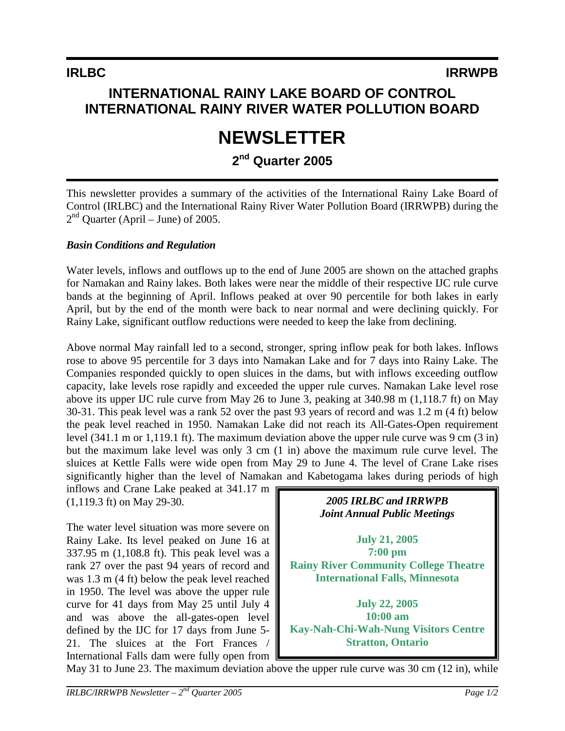**IRLBC** **IRRWPB**

# INTERNATIONAL RAINY LAKE BOARD OF CONTROL
# INTERNATIONAL RAINY RIVER WATER POLLUTION BOARD

# NEWSLETTER

## 2nd Quarter 2005

This newsletter provides a summary of the activities of the International Rainy Lake Board of Control (IRLBC) and the International Rainy River Water Pollution Board (IRRWPB) during the 2nd Quarter (April – June) of 2005.

### *Basin Conditions and Regulation*

Water levels, inflows and outflows up to the end of June 2005 are shown on the attached graphs for Namakan and Rainy lakes. Both lakes were near the middle of their respective IJC rule curve bands at the beginning of April. Inflows peaked at over 90 percentile for both lakes in early April, but by the end of the month were back to near normal and were declining quickly. For Rainy Lake, significant outflow reductions were needed to keep the lake from declining.

Above normal May rainfall led to a second, stronger, spring inflow peak for both lakes. Inflows rose to above 95 percentile for 3 days into Namakan Lake and for 7 days into Rainy Lake. The Companies responded quickly to open sluices in the dams, but with inflows exceeding outflow capacity, lake levels rose rapidly and exceeded the upper rule curves. Namakan Lake level rose above its upper IJC rule curve from May 26 to June 3, peaking at 340.98 m (1,118.7 ft) on May 30-31. This peak level was a rank 52 over the past 93 years of record and was 1.2 m (4 ft) below the peak level reached in 1950. Namakan Lake did not reach its All-Gates-Open requirement level (341.1 m or 1,119.1 ft). The maximum deviation above the upper rule curve was 9 cm (3 in) but the maximum lake level was only 3 cm (1 in) above the maximum rule curve level. The sluices at Kettle Falls were wide open from May 29 to June 4. The level of Crane Lake rises significantly higher than the level of Namakan and Kabetogama lakes during periods of high inflows and Crane Lake peaked at 341.17 m (1,119.3 ft) on May 29-30.

The water level situation was more severe on Rainy Lake. Its level peaked on June 16 at 337.95 m (1,108.8 ft). This peak level was a rank 27 over the past 94 years of record and was 1.3 m (4 ft) below the peak level reached in 1950. The level was above the upper rule curve for 41 days from May 25 until July 4 and was above the all-gates-open level defined by the IJC for 17 days from June 5-21. The sluices at the Fort Frances / International Falls dam were fully open from May 31 to June 23. The maximum deviation above the upper rule curve was 30 cm (12 in), while

> ***2005 IRLBC and IRRWPB Joint Annual Public Meetings***
>
> **July 21, 2005**
> **7:00 pm**
> **Rainy River Community College Theatre**
> **International Falls, Minnesota**
>
> **July 22, 2005**
> **10:00 am**
> **Kay-Nah-Chi-Wah-Nung Visitors Centre**
> **Stratton, Ontario**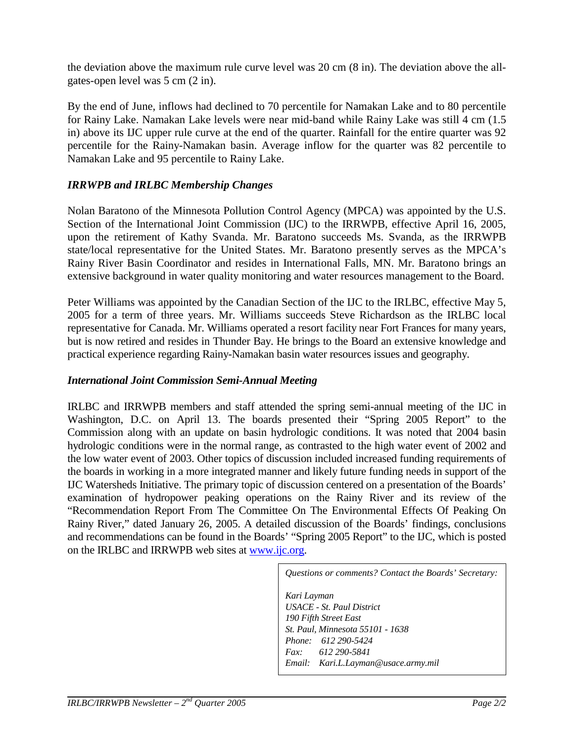the deviation above the maximum rule curve level was 20 cm (8 in). The deviation above the all-gates-open level was 5 cm (2 in).

By the end of June, inflows had declined to 70 percentile for Namakan Lake and to 80 percentile for Rainy Lake. Namakan Lake levels were near mid-band while Rainy Lake was still 4 cm (1.5 in) above its IJC upper rule curve at the end of the quarter. Rainfall for the entire quarter was 92 percentile for the Rainy-Namakan basin. Average inflow for the quarter was 82 percentile to Namakan Lake and 95 percentile to Rainy Lake.

### *IRRWPB and IRLBC Membership Changes*

Nolan Baratono of the Minnesota Pollution Control Agency (MPCA) was appointed by the U.S. Section of the International Joint Commission (IJC) to the IRRWPB, effective April 16, 2005, upon the retirement of Kathy Svanda. Mr. Baratono succeeds Ms. Svanda, as the IRRWPB state/local representative for the United States. Mr. Baratono presently serves as the MPCA's Rainy River Basin Coordinator and resides in International Falls, MN. Mr. Baratono brings an extensive background in water quality monitoring and water resources management to the Board.

Peter Williams was appointed by the Canadian Section of the IJC to the IRLBC, effective May 5, 2005 for a term of three years. Mr. Williams succeeds Steve Richardson as the IRLBC local representative for Canada. Mr. Williams operated a resort facility near Fort Frances for many years, but is now retired and resides in Thunder Bay. He brings to the Board an extensive knowledge and practical experience regarding Rainy-Namakan basin water resources issues and geography.

### *International Joint Commission Semi-Annual Meeting*

IRLBC and IRRWPB members and staff attended the spring semi-annual meeting of the IJC in Washington, D.C. on April 13. The boards presented their "Spring 2005 Report" to the Commission along with an update on basin hydrologic conditions. It was noted that 2004 basin hydrologic conditions were in the normal range, as contrasted to the high water event of 2002 and the low water event of 2003. Other topics of discussion included increased funding requirements of the boards in working in a more integrated manner and likely future funding needs in support of the IJC Watersheds Initiative. The primary topic of discussion centered on a presentation of the Boards' examination of hydropower peaking operations on the Rainy River and its review of the "Recommendation Report From The Committee On The Environmental Effects Of Peaking On Rainy River," dated January 26, 2005. A detailed discussion of the Boards' findings, conclusions and recommendations can be found in the Boards' "Spring 2005 Report" to the IJC, which is posted on the IRLBC and IRRWPB web sites at www.ijc.org.

*Questions or comments? Contact the Boards' Secretary:*

*Kari Layman*
*USACE - St. Paul District*
*190 Fifth Street East*
*St. Paul, Minnesota 55101 - 1638*
*Phone: 612 290-5424*
*Fax: 612 290-5841*
*Email: Kari.L.Layman@usace.army.mil*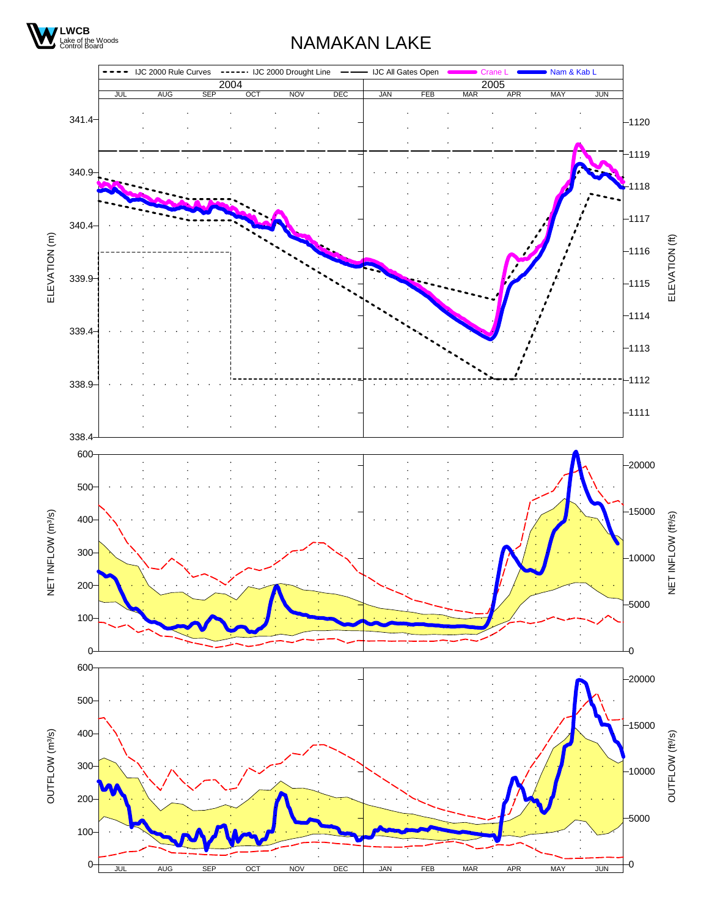LWCB
Lake of the Woods Control Board

# NAMAKAN LAKE

IJC 2000 Rule Curves ------ IJC 2000 Drought Line —— IJC All Gates Open —— Crane L —— Nam & Kab L

2004: JUL AUG SEP OCT NOV DEC

2005: JAN FEB MAR APR MAY JUN

ELEVATION (m): 338.4, 338.9, 339.4, 339.9, 340.4, 340.9, 341.4

ELEVATION (ft): 1111, 1112, 1113, 1114, 1115, 1116, 1117, 1118, 1119, 1120

NET INFLOW (m³/s): 0, 100, 200, 300, 400, 500, 600

NET INFLOW (ft³/s): 0, 5000, 10000, 15000, 20000

OUTFLOW (m³/s): 0, 100, 200, 300, 400, 500, 600

OUTFLOW (ft³/s): 0, 5000, 10000, 15000, 20000

JUL AUG SEP OCT NOV DEC JAN FEB MAR APR MAY JUN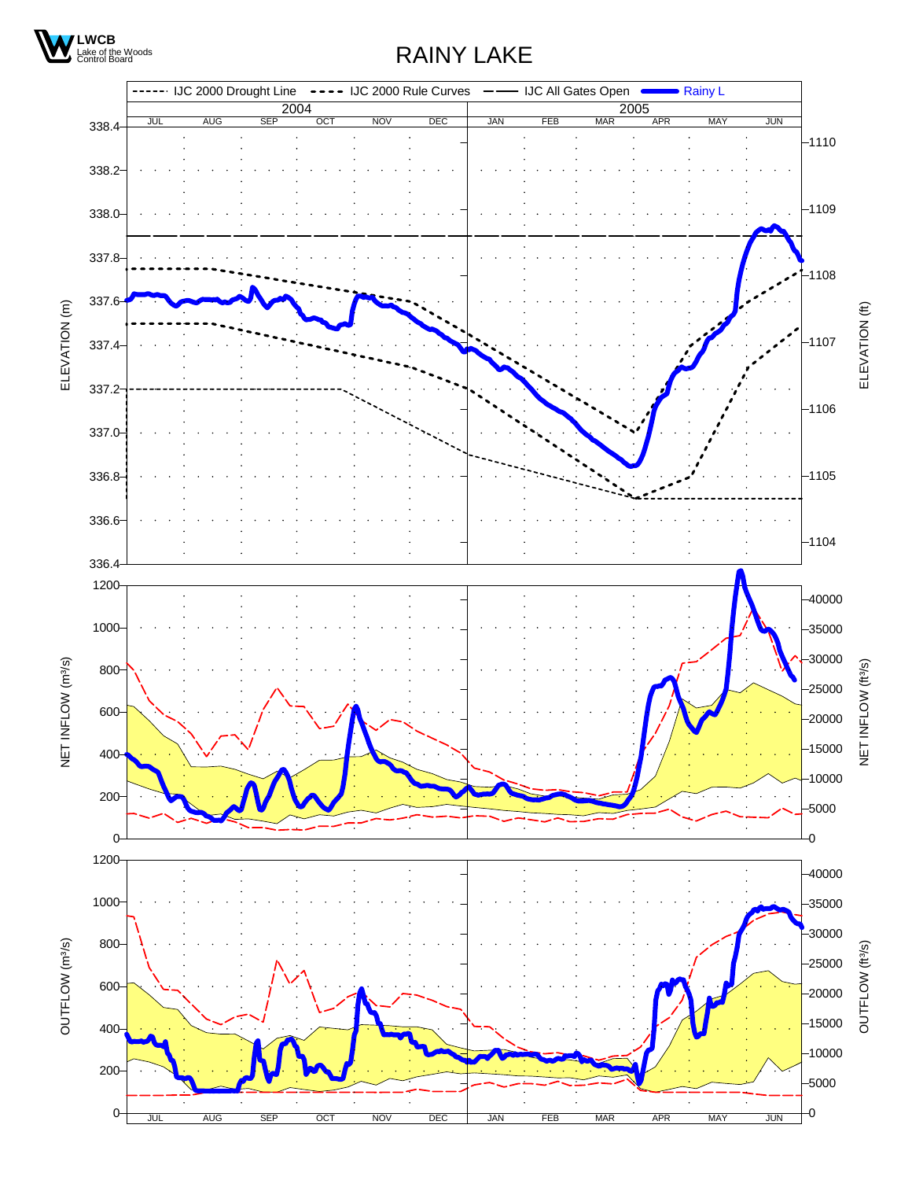LWCB
Lake of the Woods
Control Board

# RAINY LAKE

IJC 2000 Drought Line
IJC 2000 Rule Curves
IJC All Gates Open
Rainy L

2004
2005

JUL AUG SEP OCT NOV DEC JAN FEB MAR APR MAY JUN

ELEVATION (m)
338.4
338.2
338.0
337.8
337.6
337.4
337.2
337.0
336.8
336.6
336.4

ELEVATION (ft)
1110
1109
1108
1107
1106
1105
1104

NET INFLOW (m³/s)
1200
1000
800
600
400
200
0

NET INFLOW (ft³/s)
40000
35000
30000
25000
20000
15000
10000
5000
0

OUTFLOW (m³/s)
1200
1000
800
600
400
200
0

OUTFLOW (ft³/s)
40000
35000
30000
25000
20000
15000
10000
5000
0

JUL AUG SEP OCT NOV DEC JAN FEB MAR APR MAY JUN